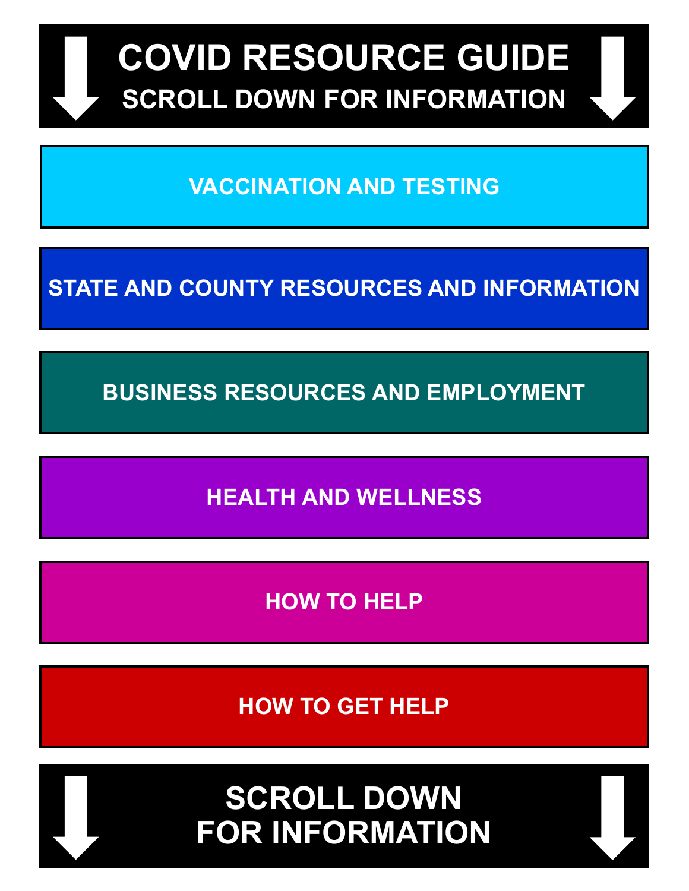# COVID RESOURCE GUIDE

## SCROLL DOWN FOR INFORMATION

**VACCINATION AND TESTING**

**STATE AND COUNTY RESOURCES AND INFORMATION**

**BUSINESS RESOURCES AND EMPLOYMENT**

**HEALTH AND WELLNESS**

**HOW TO HELP**

**HOW TO GET HELP**

**SCROLL DOWN FOR INFORMATION**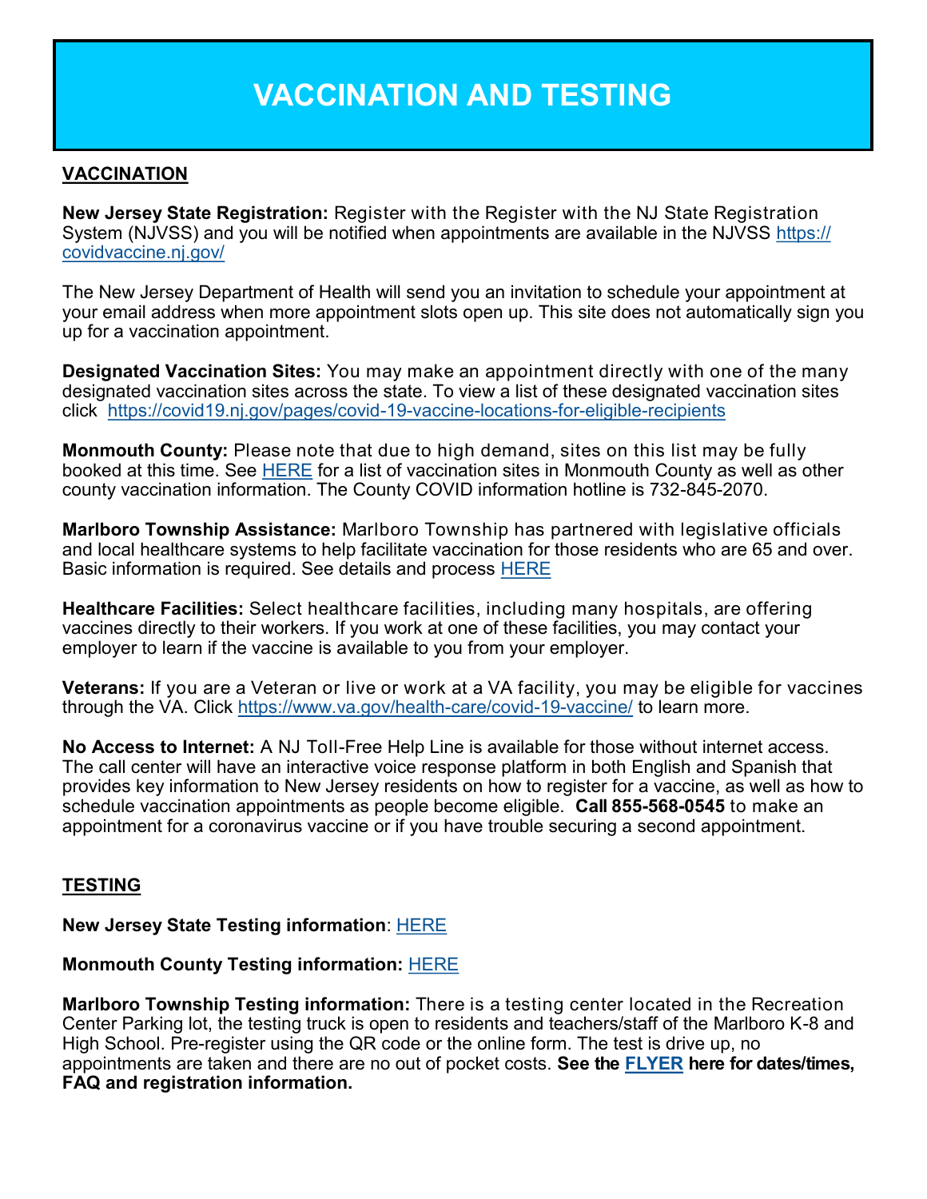# VACCINATION AND TESTING

## VACCINATION

**New Jersey State Registration:** Register with the Register with the NJ State Registration System (NJVSS) and you will be notified when appointments are available in the NJVSS https://covidvaccine.nj.gov/

The New Jersey Department of Health will send you an invitation to schedule your appointment at your email address when more appointment slots open up. This site does not automatically sign you up for a vaccination appointment.

**Designated Vaccination Sites:** You may make an appointment directly with one of the many designated vaccination sites across the state. To view a list of these designated vaccination sites click https://covid19.nj.gov/pages/covid-19-vaccine-locations-for-eligible-recipients

**Monmouth County:** Please note that due to high demand, sites on this list may be fully booked at this time. See HERE for a list of vaccination sites in Monmouth County as well as other county vaccination information. The County COVID information hotline is 732-845-2070.

**Marlboro Township Assistance:** Marlboro Township has partnered with legislative officials and local healthcare systems to help facilitate vaccination for those residents who are 65 and over. Basic information is required. See details and process HERE

**Healthcare Facilities:** Select healthcare facilities, including many hospitals, are offering vaccines directly to their workers. If you work at one of these facilities, you may contact your employer to learn if the vaccine is available to you from your employer.

**Veterans:** If you are a Veteran or live or work at a VA facility, you may be eligible for vaccines through the VA. Click https://www.va.gov/health-care/covid-19-vaccine/ to learn more.

**No Access to Internet:** A NJ Toll-Free Help Line is available for those without internet access. The call center will have an interactive voice response platform in both English and Spanish that provides key information to New Jersey residents on how to register for a vaccine, as well as how to schedule vaccination appointments as people become eligible. **Call 855-568-0545** to make an appointment for a coronavirus vaccine or if you have trouble securing a second appointment.

## TESTING

**New Jersey State Testing information**: HERE

**Monmouth County Testing information:** HERE

**Marlboro Township Testing information:** There is a testing center located in the Recreation Center Parking lot, the testing truck is open to residents and teachers/staff of the Marlboro K-8 and High School. Pre-register using the QR code or the online form. The test is drive up, no appointments are taken and there are no out of pocket costs. **See the FLYER here for dates/times, FAQ and registration information.**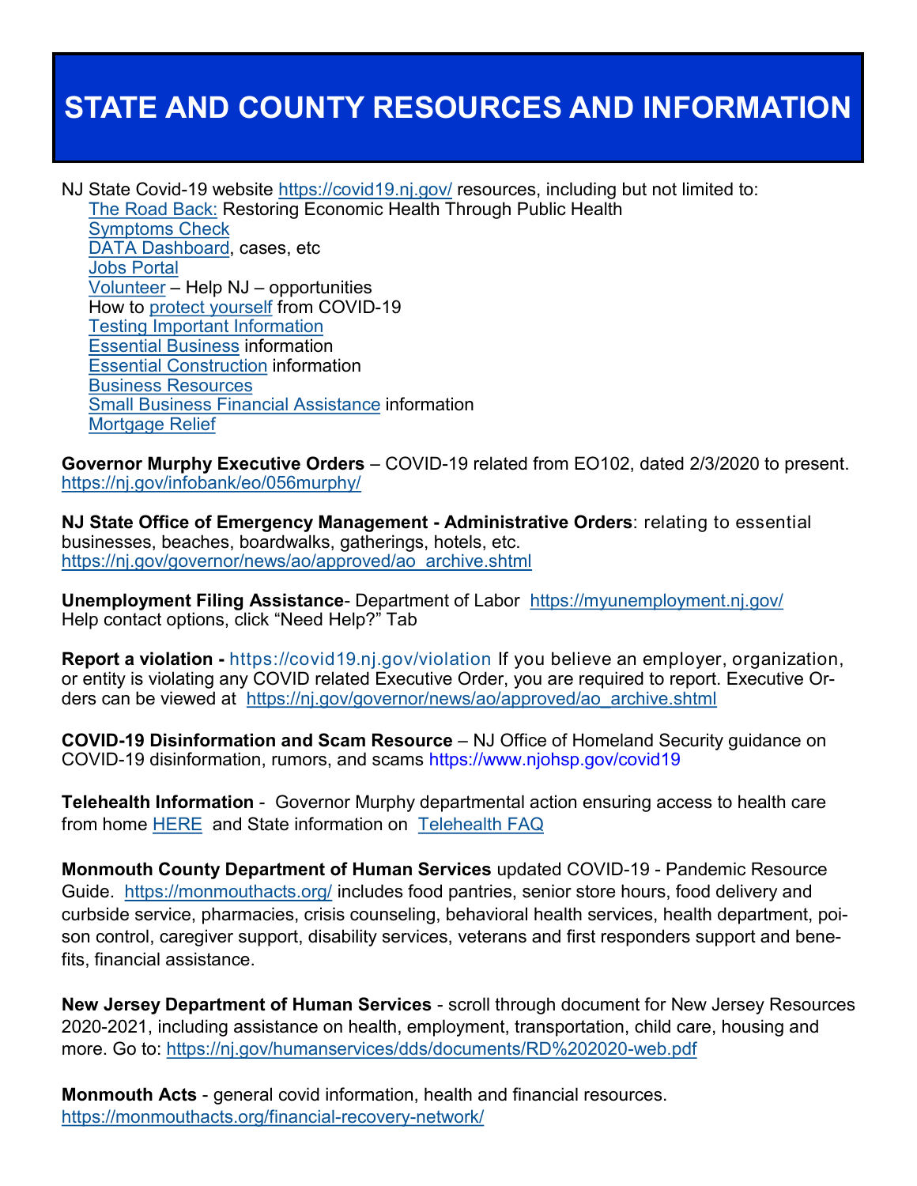# STATE AND COUNTY RESOURCES AND INFORMATION

NJ State Covid-19 website https://covid19.nj.gov/ resources, including but not limited to:

- The Road Back: Restoring Economic Health Through Public Health
- Symptoms Check
- DATA Dashboard, cases, etc
- Jobs Portal
- Volunteer – Help NJ – opportunities
- How to protect yourself from COVID-19
- Testing Important Information
- Essential Business information
- Essential Construction information
- Business Resources
- Small Business Financial Assistance information
- Mortgage Relief

**Governor Murphy Executive Orders** – COVID-19 related from EO102, dated 2/3/2020 to present. https://nj.gov/infobank/eo/056murphy/

**NJ State Office of Emergency Management - Administrative Orders**: relating to essential businesses, beaches, boardwalks, gatherings, hotels, etc. https://nj.gov/governor/news/ao/approved/ao_archive.shtml

**Unemployment Filing Assistance**- Department of Labor https://myunemployment.nj.gov/ Help contact options, click "Need Help?" Tab

**Report a violation -** https://covid19.nj.gov/violation If you believe an employer, organization, or entity is violating any COVID related Executive Order, you are required to report. Executive Orders can be viewed at https://nj.gov/governor/news/ao/approved/ao_archive.shtml

**COVID-19 Disinformation and Scam Resource** – NJ Office of Homeland Security guidance on COVID-19 disinformation, rumors, and scams https://www.njohsp.gov/covid19

**Telehealth Information** - Governor Murphy departmental action ensuring access to health care from home HERE and State information on Telehealth FAQ

**Monmouth County Department of Human Services** updated COVID-19 - Pandemic Resource Guide. https://monmouthacts.org/ includes food pantries, senior store hours, food delivery and curbside service, pharmacies, crisis counseling, behavioral health services, health department, poison control, caregiver support, disability services, veterans and first responders support and benefits, financial assistance.

**New Jersey Department of Human Services** - scroll through document for New Jersey Resources 2020-2021, including assistance on health, employment, transportation, child care, housing and more. Go to: https://nj.gov/humanservices/dds/documents/RD%202020-web.pdf

**Monmouth Acts** - general covid information, health and financial resources. https://monmouthacts.org/financial-recovery-network/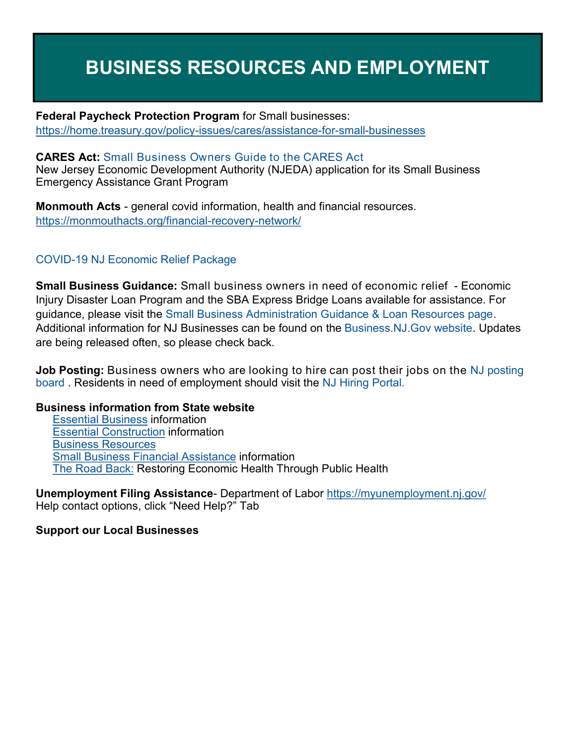# BUSINESS RESOURCES AND EMPLOYMENT

**Federal Paycheck Protection Program** for Small businesses:
https://home.treasury.gov/policy-issues/cares/assistance-for-small-businesses

**CARES Act:** Small Business Owners Guide to the CARES Act
New Jersey Economic Development Authority (NJEDA) application for its Small Business Emergency Assistance Grant Program

**Monmouth Acts** - general covid information, health and financial resources.
https://monmouthacts.org/financial-recovery-network/

COVID-19 NJ Economic Relief Package

**Small Business Guidance:** Small business owners in need of economic relief - Economic Injury Disaster Loan Program and the SBA Express Bridge Loans available for assistance. For guidance, please visit the Small Business Administration Guidance & Loan Resources page. Additional information for NJ Businesses can be found on the Business.NJ.Gov website. Updates are being released often, so please check back.

**Job Posting:** Business owners who are looking to hire can post their jobs on the NJ posting board . Residents in need of employment should visit the NJ Hiring Portal.

**Business information from State website**

- Essential Business information
- Essential Construction information
- Business Resources
- Small Business Financial Assistance information
- The Road Back: Restoring Economic Health Through Public Health

**Unemployment Filing Assistance**- Department of Labor https://myunemployment.nj.gov/
Help contact options, click "Need Help?" Tab

**Support our Local Businesses**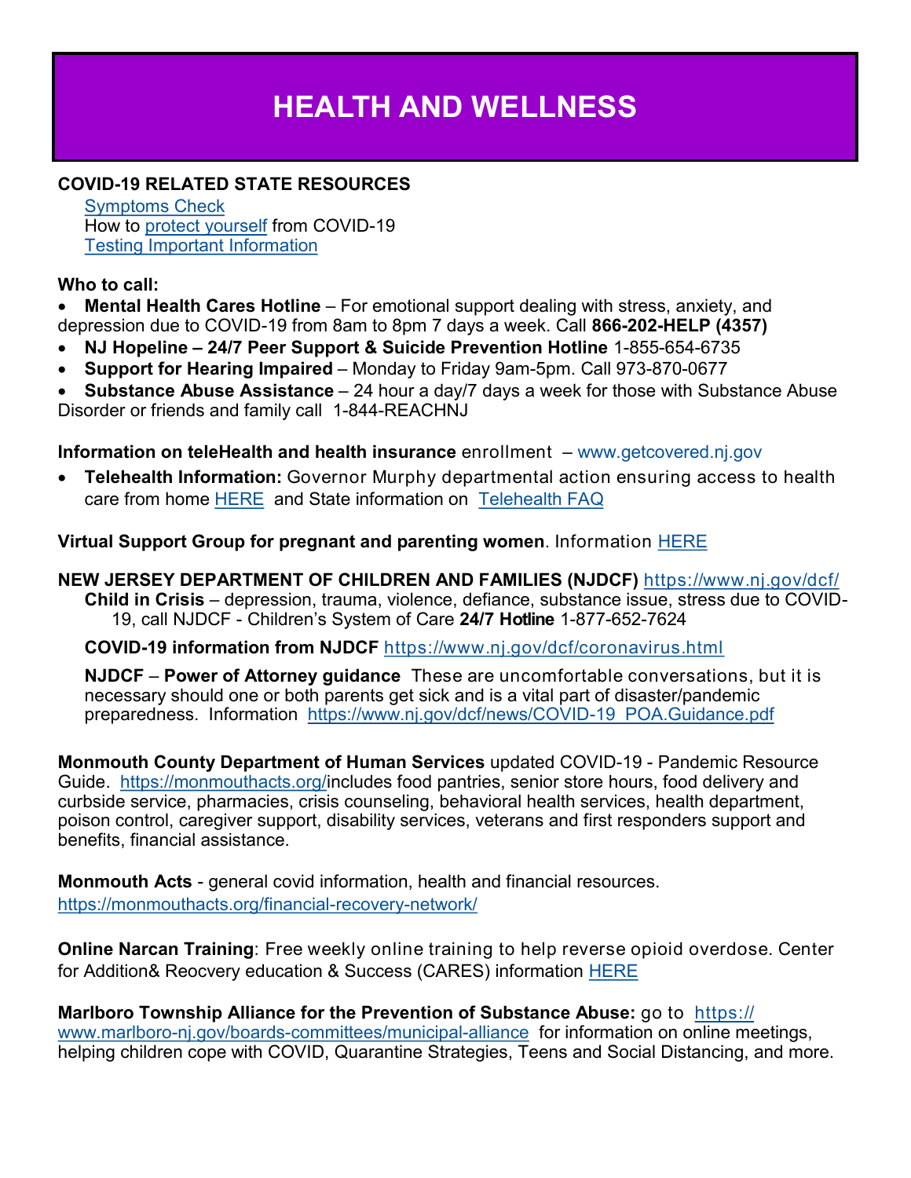# HEALTH AND WELLNESS

**COVID-19 RELATED STATE RESOURCES**

Symptoms Check
How to protect yourself from COVID-19
Testing Important Information

**Who to call:**

- **Mental Health Cares Hotline** – For emotional support dealing with stress, anxiety, and depression due to COVID-19 from 8am to 8pm 7 days a week. Call **866-202-HELP (4357)**
- **NJ Hopeline – 24/7 Peer Support & Suicide Prevention Hotline** 1-855-654-6735
- **Support for Hearing Impaired** – Monday to Friday 9am-5pm. Call 973-870-0677
- **Substance Abuse Assistance** – 24 hour a day/7 days a week for those with Substance Abuse Disorder or friends and family call 1-844-REACHNJ

**Information on teleHealth and health insurance** enrollment – www.getcovered.nj.gov

- **Telehealth Information:** Governor Murphy departmental action ensuring access to health care from home HERE and State information on Telehealth FAQ

**Virtual Support Group for pregnant and parenting women**. Information HERE

**NEW JERSEY DEPARTMENT OF CHILDREN AND FAMILIES (NJDCF)** https://www.nj.gov/dcf/

**Child in Crisis** – depression, trauma, violence, defiance, substance issue, stress due to COVID-19, call NJDCF - Children's System of Care **24/7 Hotline** 1-877-652-7624

**COVID-19 information from NJDCF** https://www.nj.gov/dcf/coronavirus.html

NJDCF – **Power of Attorney guidance** These are uncomfortable conversations, but it is necessary should one or both parents get sick and is a vital part of disaster/pandemic preparedness. Information https://www.nj.gov/dcf/news/COVID-19_POA.Guidance.pdf

**Monmouth County Department of Human Services** updated COVID-19 - Pandemic Resource Guide. https://monmouthacts.org/includes food pantries, senior store hours, food delivery and curbside service, pharmacies, crisis counseling, behavioral health services, health department, poison control, caregiver support, disability services, veterans and first responders support and benefits, financial assistance.

**Monmouth Acts** - general covid information, health and financial resources.
https://monmouthacts.org/financial-recovery-network/

**Online Narcan Training**: Free weekly online training to help reverse opioid overdose. Center for Addition& Reocvery education & Success (CARES) information HERE

**Marlboro Township Alliance for the Prevention of Substance Abuse:** go to https://www.marlboro-nj.gov/boards-committees/municipal-alliance for information on online meetings, helping children cope with COVID, Quarantine Strategies, Teens and Social Distancing, and more.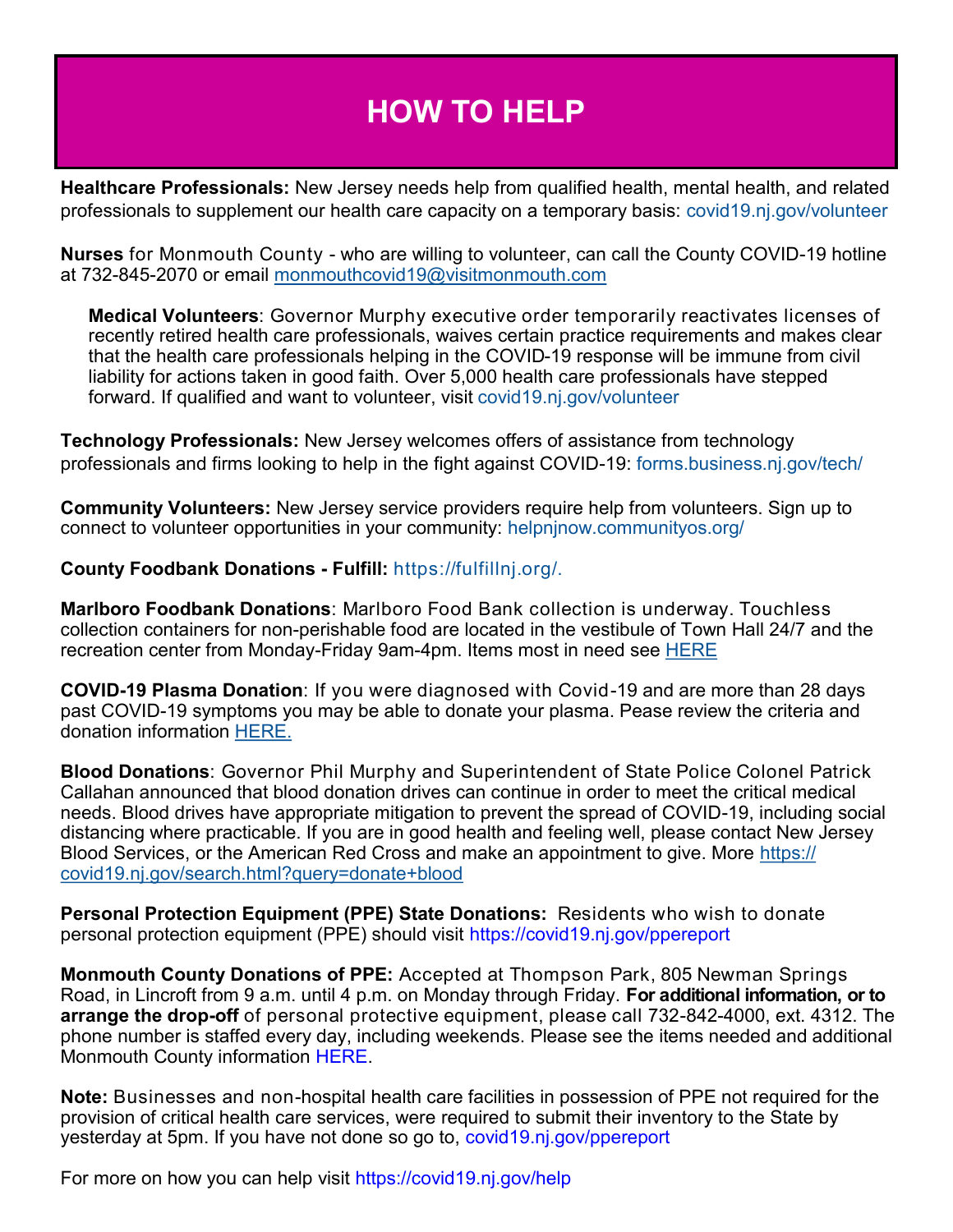# HOW TO HELP

**Healthcare Professionals:** New Jersey needs help from qualified health, mental health, and related professionals to supplement our health care capacity on a temporary basis: covid19.nj.gov/volunteer

**Nurses** for Monmouth County - who are willing to volunteer, can call the County COVID-19 hotline at 732-845-2070 or email monmouthcovid19@visitmonmouth.com

> **Medical Volunteers**: Governor Murphy executive order temporarily reactivates licenses of recently retired health care professionals, waives certain practice requirements and makes clear that the health care professionals helping in the COVID-19 response will be immune from civil liability for actions taken in good faith. Over 5,000 health care professionals have stepped forward. If qualified and want to volunteer, visit covid19.nj.gov/volunteer

**Technology Professionals:** New Jersey welcomes offers of assistance from technology professionals and firms looking to help in the fight against COVID-19: forms.business.nj.gov/tech/

**Community Volunteers:** New Jersey service providers require help from volunteers. Sign up to connect to volunteer opportunities in your community: helpnjnow.communityos.org/

**County Foodbank Donations - Fulfill:** https://fulfillnj.org/.

**Marlboro Foodbank Donations**: Marlboro Food Bank collection is underway. Touchless collection containers for non-perishable food are located in the vestibule of Town Hall 24/7 and the recreation center from Monday-Friday 9am-4pm. Items most in need see HERE

**COVID-19 Plasma Donation**: If you were diagnosed with Covid-19 and are more than 28 days past COVID-19 symptoms you may be able to donate your plasma. Pease review the criteria and donation information HERE.

**Blood Donations**: Governor Phil Murphy and Superintendent of State Police Colonel Patrick Callahan announced that blood donation drives can continue in order to meet the critical medical needs. Blood drives have appropriate mitigation to prevent the spread of COVID-19, including social distancing where practicable. If you are in good health and feeling well, please contact New Jersey Blood Services, or the American Red Cross and make an appointment to give. More https://covid19.nj.gov/search.html?query=donate+blood

**Personal Protection Equipment (PPE) State Donations:** Residents who wish to donate personal protection equipment (PPE) should visit https://covid19.nj.gov/ppereport

**Monmouth County Donations of PPE:** Accepted at Thompson Park, 805 Newman Springs Road, in Lincroft from 9 a.m. until 4 p.m. on Monday through Friday. **For additional information, or to arrange the drop-off** of personal protective equipment, please call 732-842-4000, ext. 4312. The phone number is staffed every day, including weekends. Please see the items needed and additional Monmouth County information HERE.

**Note:** Businesses and non-hospital health care facilities in possession of PPE not required for the provision of critical health care services, were required to submit their inventory to the State by yesterday at 5pm. If you have not done so go to, covid19.nj.gov/ppereport

For more on how you can help visit https://covid19.nj.gov/help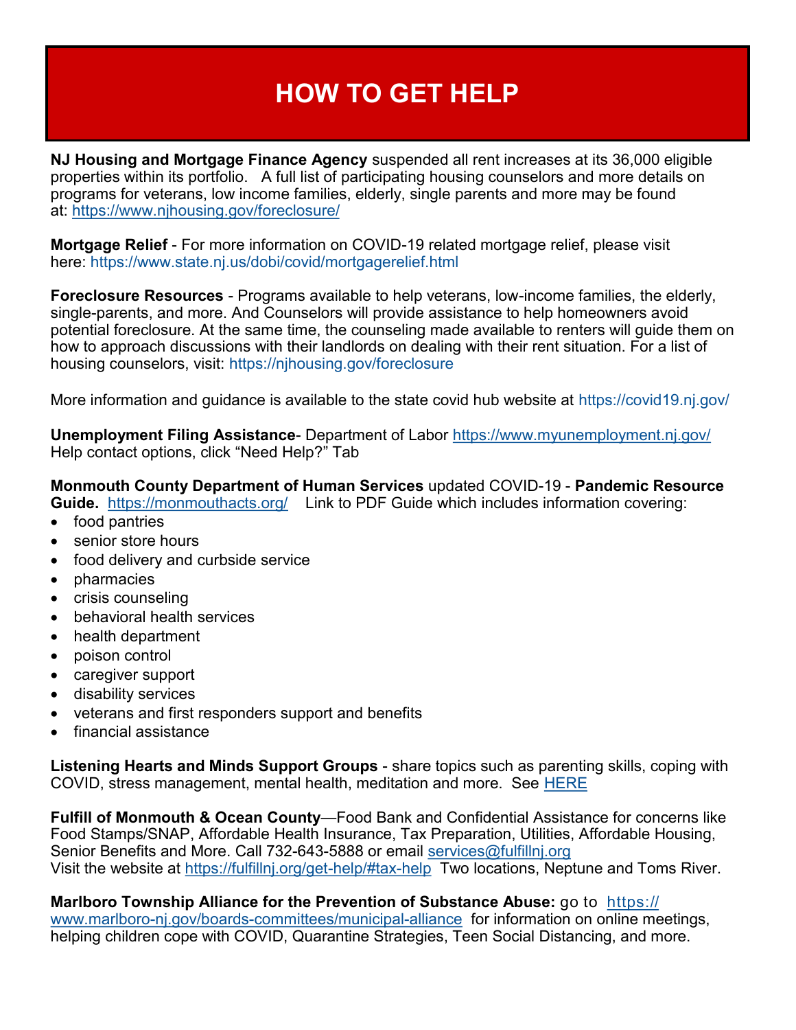# HOW TO GET HELP

**NJ Housing and Mortgage Finance Agency** suspended all rent increases at its 36,000 eligible properties within its portfolio. A full list of participating housing counselors and more details on programs for veterans, low income families, elderly, single parents and more may be found at: https://www.njhousing.gov/foreclosure/

**Mortgage Relief** - For more information on COVID-19 related mortgage relief, please visit here: https://www.state.nj.us/dobi/covid/mortgagerelief.html

**Foreclosure Resources** - Programs available to help veterans, low-income families, the elderly, single-parents, and more. And Counselors will provide assistance to help homeowners avoid potential foreclosure. At the same time, the counseling made available to renters will guide them on how to approach discussions with their landlords on dealing with their rent situation. For a list of housing counselors, visit: https://njhousing.gov/foreclosure

More information and guidance is available to the state covid hub website at https://covid19.nj.gov/

**Unemployment Filing Assistance**- Department of Labor https://www.myunemployment.nj.gov/ Help contact options, click "Need Help?" Tab

**Monmouth County Department of Human Services** updated COVID-19 - **Pandemic Resource Guide.** https://monmouthacts.org/ Link to PDF Guide which includes information covering:

- food pantries
- senior store hours
- food delivery and curbside service
- pharmacies
- crisis counseling
- behavioral health services
- health department
- poison control
- caregiver support
- disability services
- veterans and first responders support and benefits
- financial assistance

**Listening Hearts and Minds Support Groups** - share topics such as parenting skills, coping with COVID, stress management, mental health, meditation and more. See HERE

**Fulfill of Monmouth & Ocean County**—Food Bank and Confidential Assistance for concerns like Food Stamps/SNAP, Affordable Health Insurance, Tax Preparation, Utilities, Affordable Housing, Senior Benefits and More. Call 732-643-5888 or email services@fulfillnj.org
Visit the website at https://fulfillnj.org/get-help/#tax-help Two locations, Neptune and Toms River.

**Marlboro Township Alliance for the Prevention of Substance Abuse:** go to https://www.marlboro-nj.gov/boards-committees/municipal-alliance for information on online meetings, helping children cope with COVID, Quarantine Strategies, Teen Social Distancing, and more.